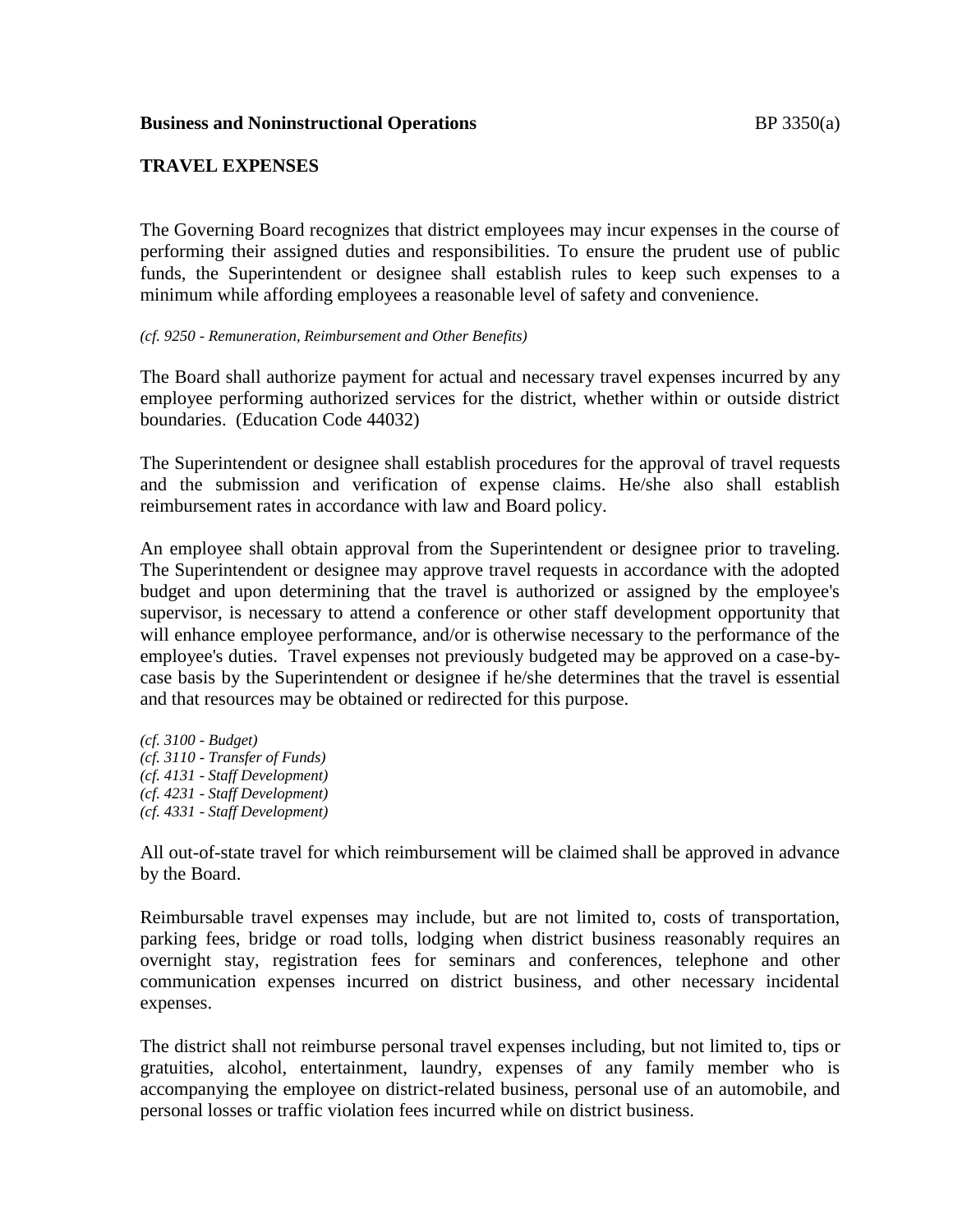**Business and Noninstructional Operations** BP 3350(a)

## TRAVEL EXPENSES

The Governing Board recognizes that district employees may incur expenses in the course of performing their assigned duties and responsibilities. To ensure the prudent use of public funds, the Superintendent or designee shall establish rules to keep such expenses to a minimum while affording employees a reasonable level of safety and convenience.

*(cf. 9250 - Remuneration, Reimbursement and Other Benefits)*

The Board shall authorize payment for actual and necessary travel expenses incurred by any employee performing authorized services for the district, whether within or outside district boundaries. (Education Code 44032)

The Superintendent or designee shall establish procedures for the approval of travel requests and the submission and verification of expense claims. He/she also shall establish reimbursement rates in accordance with law and Board policy.

An employee shall obtain approval from the Superintendent or designee prior to traveling. The Superintendent or designee may approve travel requests in accordance with the adopted budget and upon determining that the travel is authorized or assigned by the employee's supervisor, is necessary to attend a conference or other staff development opportunity that will enhance employee performance, and/or is otherwise necessary to the performance of the employee's duties. Travel expenses not previously budgeted may be approved on a case-by-case basis by the Superintendent or designee if he/she determines that the travel is essential and that resources may be obtained or redirected for this purpose.

*(cf. 3100 - Budget)*
*(cf. 3110 - Transfer of Funds)*
*(cf. 4131 - Staff Development)*
*(cf. 4231 - Staff Development)*
*(cf. 4331 - Staff Development)*

All out-of-state travel for which reimbursement will be claimed shall be approved in advance by the Board.

Reimbursable travel expenses may include, but are not limited to, costs of transportation, parking fees, bridge or road tolls, lodging when district business reasonably requires an overnight stay, registration fees for seminars and conferences, telephone and other communication expenses incurred on district business, and other necessary incidental expenses.

The district shall not reimburse personal travel expenses including, but not limited to, tips or gratuities, alcohol, entertainment, laundry, expenses of any family member who is accompanying the employee on district-related business, personal use of an automobile, and personal losses or traffic violation fees incurred while on district business.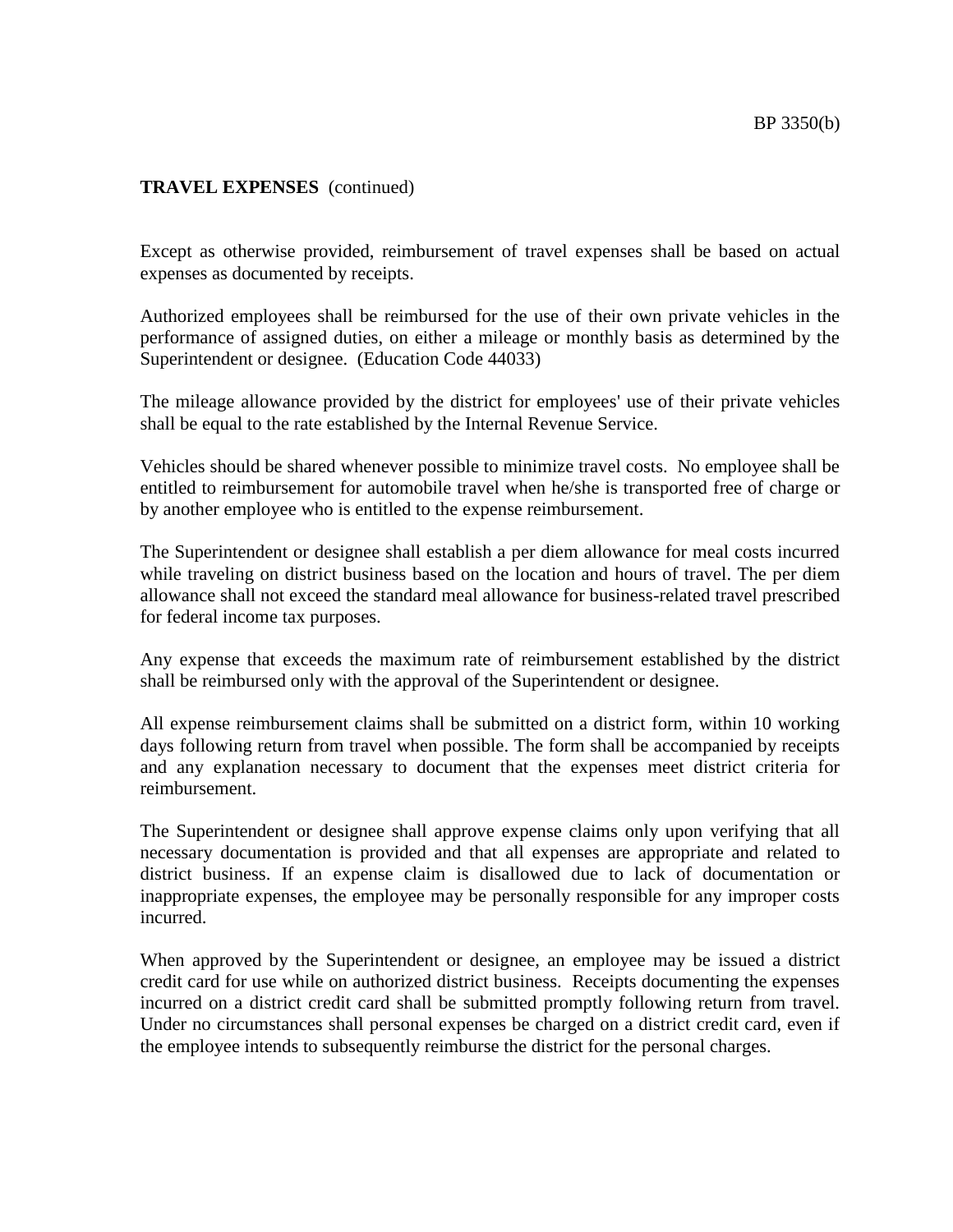**TRAVEL EXPENSES** (continued)

Except as otherwise provided, reimbursement of travel expenses shall be based on actual expenses as documented by receipts.

Authorized employees shall be reimbursed for the use of their own private vehicles in the performance of assigned duties, on either a mileage or monthly basis as determined by the Superintendent or designee. (Education Code 44033)

The mileage allowance provided by the district for employees' use of their private vehicles shall be equal to the rate established by the Internal Revenue Service.

Vehicles should be shared whenever possible to minimize travel costs. No employee shall be entitled to reimbursement for automobile travel when he/she is transported free of charge or by another employee who is entitled to the expense reimbursement.

The Superintendent or designee shall establish a per diem allowance for meal costs incurred while traveling on district business based on the location and hours of travel. The per diem allowance shall not exceed the standard meal allowance for business-related travel prescribed for federal income tax purposes.

Any expense that exceeds the maximum rate of reimbursement established by the district shall be reimbursed only with the approval of the Superintendent or designee.

All expense reimbursement claims shall be submitted on a district form, within 10 working days following return from travel when possible. The form shall be accompanied by receipts and any explanation necessary to document that the expenses meet district criteria for reimbursement.

The Superintendent or designee shall approve expense claims only upon verifying that all necessary documentation is provided and that all expenses are appropriate and related to district business. If an expense claim is disallowed due to lack of documentation or inappropriate expenses, the employee may be personally responsible for any improper costs incurred.

When approved by the Superintendent or designee, an employee may be issued a district credit card for use while on authorized district business. Receipts documenting the expenses incurred on a district credit card shall be submitted promptly following return from travel. Under no circumstances shall personal expenses be charged on a district credit card, even if the employee intends to subsequently reimburse the district for the personal charges.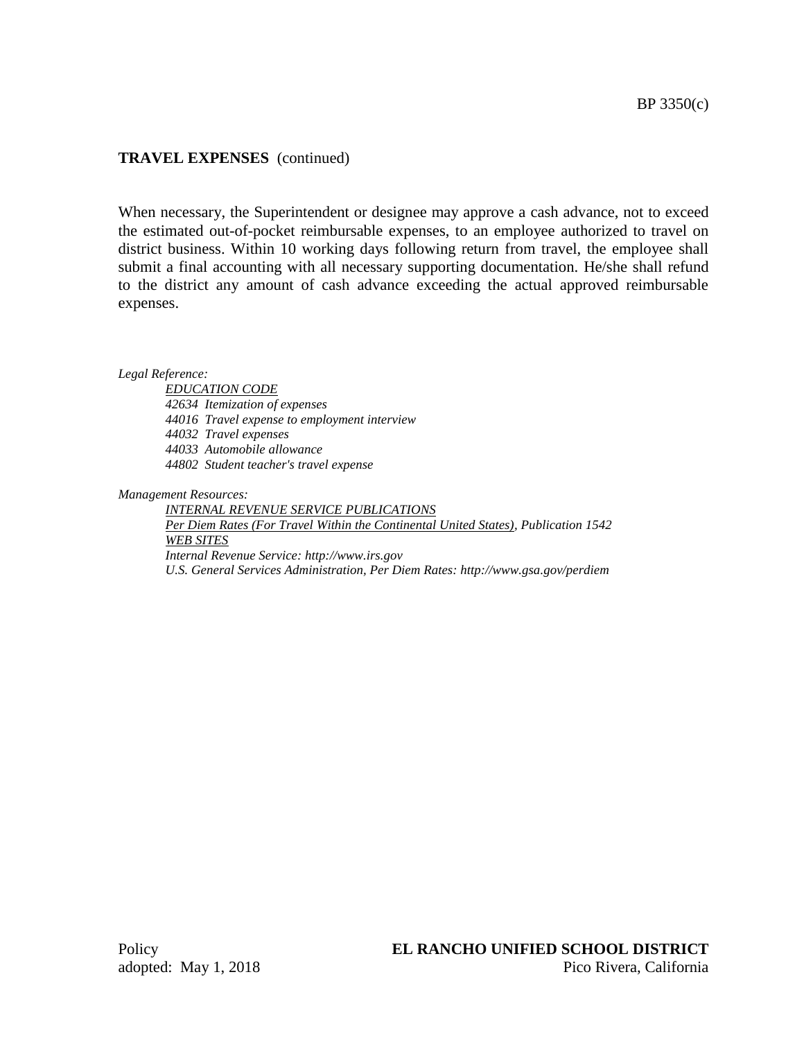**TRAVEL EXPENSES** (continued)

When necessary, the Superintendent or designee may approve a cash advance, not to exceed the estimated out-of-pocket reimbursable expenses, to an employee authorized to travel on district business. Within 10 working days following return from travel, the employee shall submit a final accounting with all necessary supporting documentation. He/she shall refund to the district any amount of cash advance exceeding the actual approved reimbursable expenses.

*Legal Reference:*

*EDUCATION CODE*
*42634 Itemization of expenses*
*44016 Travel expense to employment interview*
*44032 Travel expenses*
*44033 Automobile allowance*
*44802 Student teacher's travel expense*

*Management Resources:*

*INTERNAL REVENUE SERVICE PUBLICATIONS*
*Per Diem Rates (For Travel Within the Continental United States), Publication 1542*
*WEB SITES*
*Internal Revenue Service: http://www.irs.gov*
*U.S. General Services Administration, Per Diem Rates: http://www.gsa.gov/perdiem*

Policy
adopted: May 1, 2018

**EL RANCHO UNIFIED SCHOOL DISTRICT**
Pico Rivera, California